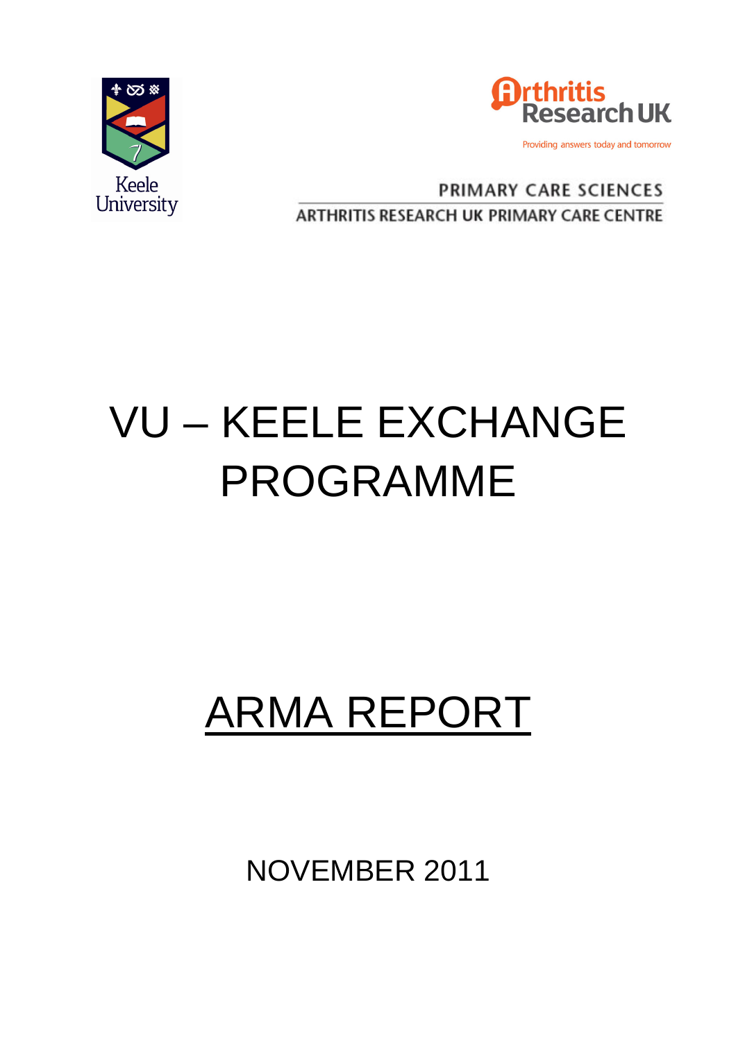Keele University

Arthritis Research UK

Providing answers today and tomorrow

PRIMARY CARE SCIENCES

ARTHRITIS RESEARCH UK PRIMARY CARE CENTRE

# VU – KEELE EXCHANGE PROGRAMME

# ARMA REPORT

NOVEMBER 2011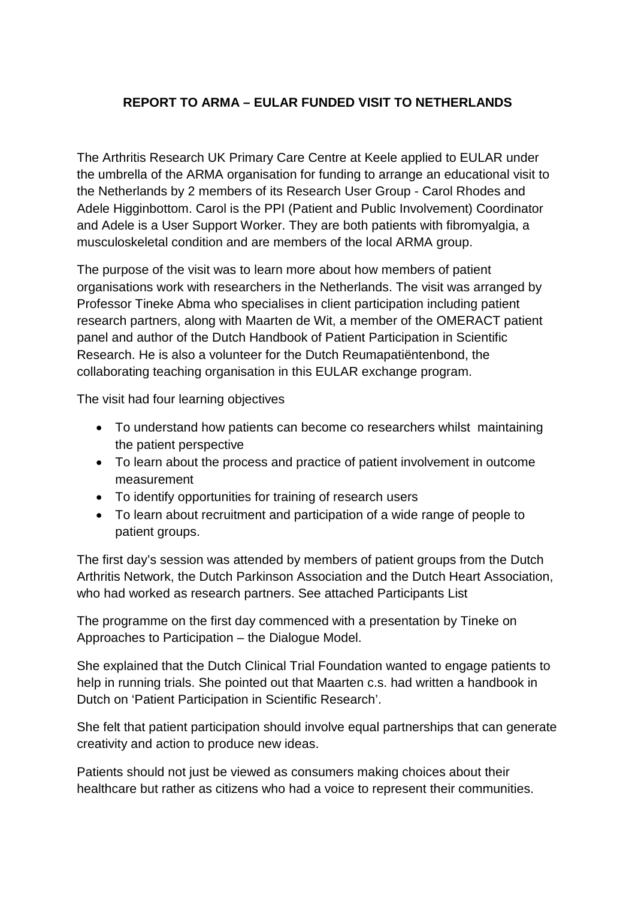**REPORT TO ARMA – EULAR FUNDED VISIT TO NETHERLANDS**

The Arthritis Research UK Primary Care Centre at Keele applied to EULAR under the umbrella of the ARMA organisation for funding to arrange an educational visit to the Netherlands by 2 members of its Research User Group - Carol Rhodes and Adele Higginbottom. Carol is the PPI (Patient and Public Involvement) Coordinator and Adele is a User Support Worker. They are both patients with fibromyalgia, a musculoskeletal condition and are members of the local ARMA group.

The purpose of the visit was to learn more about how members of patient organisations work with researchers in the Netherlands. The visit was arranged by Professor Tineke Abma who specialises in client participation including patient research partners, along with Maarten de Wit, a member of the OMERACT patient panel and author of the Dutch Handbook of Patient Participation in Scientific Research. He is also a volunteer for the Dutch Reumapatiëntenbond, the collaborating teaching organisation in this EULAR exchange program.

The visit had four learning objectives

- To understand how patients can become co researchers whilst maintaining the patient perspective
- To learn about the process and practice of patient involvement in outcome measurement
- To identify opportunities for training of research users
- To learn about recruitment and participation of a wide range of people to patient groups.

The first day's session was attended by members of patient groups from the Dutch Arthritis Network, the Dutch Parkinson Association and the Dutch Heart Association, who had worked as research partners. See attached Participants List

The programme on the first day commenced with a presentation by Tineke on Approaches to Participation – the Dialogue Model.

She explained that the Dutch Clinical Trial Foundation wanted to engage patients to help in running trials. She pointed out that Maarten c.s. had written a handbook in Dutch on 'Patient Participation in Scientific Research'.

She felt that patient participation should involve equal partnerships that can generate creativity and action to produce new ideas.

Patients should not just be viewed as consumers making choices about their healthcare but rather as citizens who had a voice to represent their communities.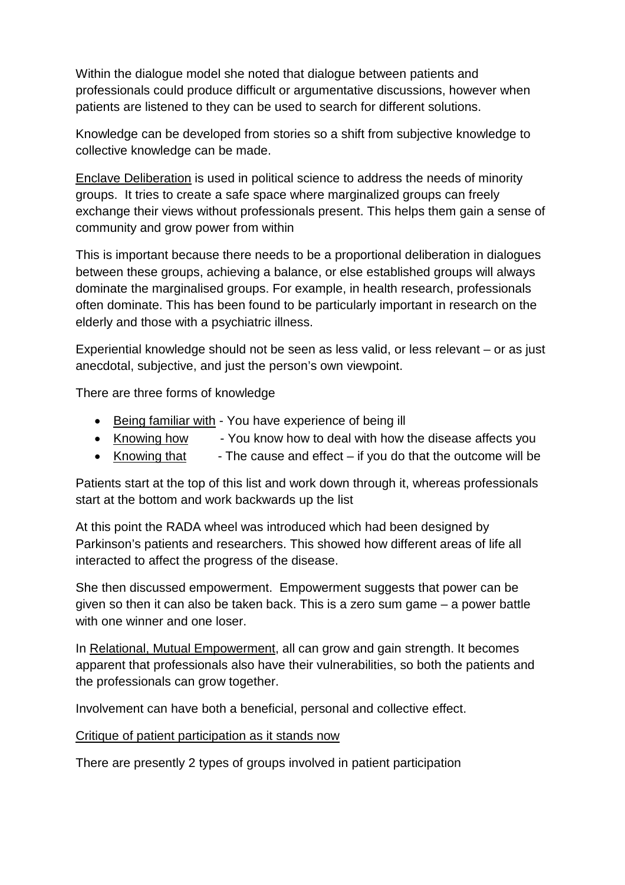Within the dialogue model she noted that dialogue between patients and professionals could produce difficult or argumentative discussions, however when patients are listened to they can be used to search for different solutions.

Knowledge can be developed from stories so a shift from subjective knowledge to collective knowledge can be made.

Enclave Deliberation is used in political science to address the needs of minority groups. It tries to create a safe space where marginalized groups can freely exchange their views without professionals present. This helps them gain a sense of community and grow power from within

This is important because there needs to be a proportional deliberation in dialogues between these groups, achieving a balance, or else established groups will always dominate the marginalised groups. For example, in health research, professionals often dominate. This has been found to be particularly important in research on the elderly and those with a psychiatric illness.

Experiential knowledge should not be seen as less valid, or less relevant – or as just anecdotal, subjective, and just the person's own viewpoint.

There are three forms of knowledge

- Being familiar with - You have experience of being ill
- Knowing how - You know how to deal with how the disease affects you
- Knowing that - The cause and effect – if you do that the outcome will be

Patients start at the top of this list and work down through it, whereas professionals start at the bottom and work backwards up the list

At this point the RADA wheel was introduced which had been designed by Parkinson's patients and researchers. This showed how different areas of life all interacted to affect the progress of the disease.

She then discussed empowerment. Empowerment suggests that power can be given so then it can also be taken back. This is a zero sum game – a power battle with one winner and one loser.

In Relational, Mutual Empowerment, all can grow and gain strength. It becomes apparent that professionals also have their vulnerabilities, so both the patients and the professionals can grow together.

Involvement can have both a beneficial, personal and collective effect.

Critique of patient participation as it stands now

There are presently 2 types of groups involved in patient participation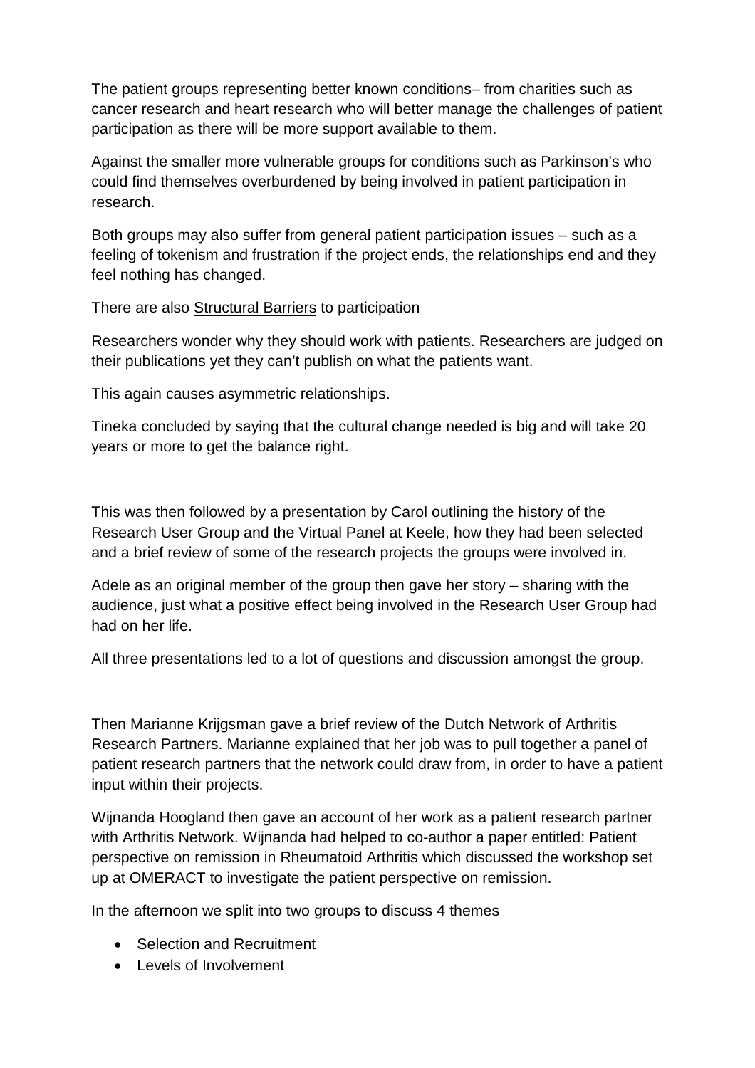The patient groups representing better known conditions– from charities such as cancer research and heart research who will better manage the challenges of patient participation as there will be more support available to them.

Against the smaller more vulnerable groups for conditions such as Parkinson's who could find themselves overburdened by being involved in patient participation in research.

Both groups may also suffer from general patient participation issues – such as a feeling of tokenism and frustration if the project ends, the relationships end and they feel nothing has changed.

There are also Structural Barriers to participation

Researchers wonder why they should work with patients. Researchers are judged on their publications yet they can't publish on what the patients want.

This again causes asymmetric relationships.

Tineka concluded by saying that the cultural change needed is big and will take 20 years or more to get the balance right.

This was then followed by a presentation by Carol outlining the history of the Research User Group and the Virtual Panel at Keele, how they had been selected and a brief review of some of the research projects the groups were involved in.

Adele as an original member of the group then gave her story – sharing with the audience, just what a positive effect being involved in the Research User Group had had on her life.

All three presentations led to a lot of questions and discussion amongst the group.

Then Marianne Krijgsman gave a brief review of the Dutch Network of Arthritis Research Partners. Marianne explained that her job was to pull together a panel of patient research partners that the network could draw from, in order to have a patient input within their projects.

Wijnanda Hoogland then gave an account of her work as a patient research partner with Arthritis Network. Wijnanda had helped to co-author a paper entitled: Patient perspective on remission in Rheumatoid Arthritis which discussed the workshop set up at OMERACT to investigate the patient perspective on remission.

In the afternoon we split into two groups to discuss 4 themes

- Selection and Recruitment
- Levels of Involvement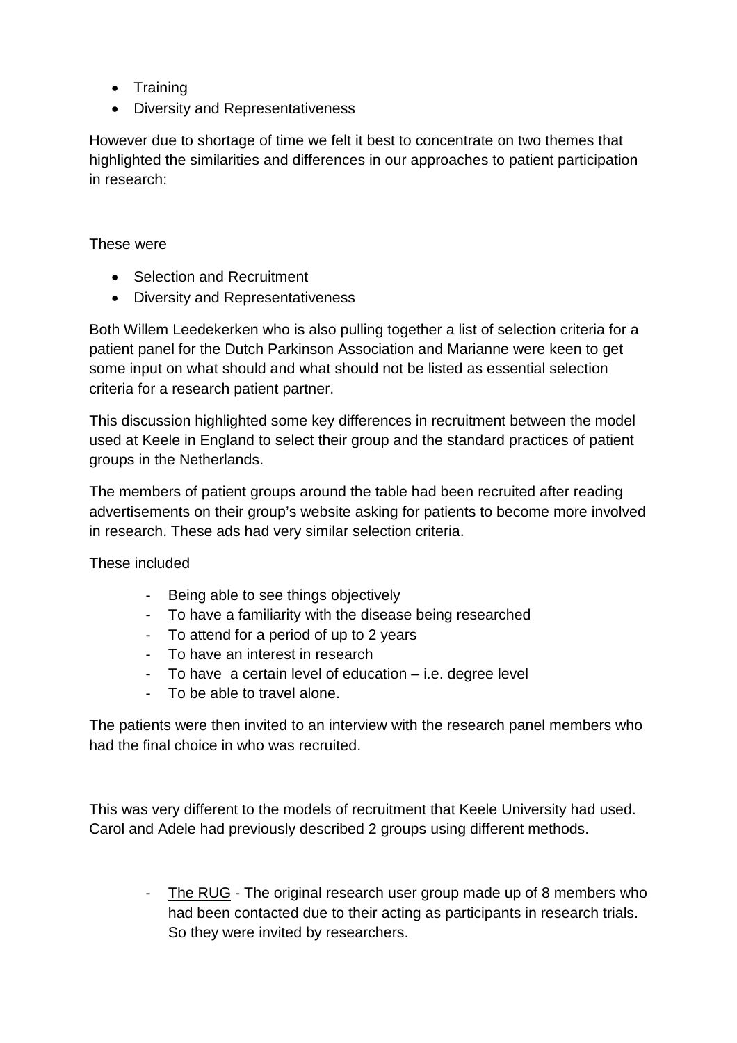- Training
- Diversity and Representativeness

However due to shortage of time we felt it best to concentrate on two themes that highlighted the similarities and differences in our approaches to patient participation in research:

These were

- Selection and Recruitment
- Diversity and Representativeness

Both Willem Leedekerken who is also pulling together a list of selection criteria for a patient panel for the Dutch Parkinson Association and Marianne were keen to get some input on what should and what should not be listed as essential selection criteria for a research patient partner.

This discussion highlighted some key differences in recruitment between the model used at Keele in England to select their group and the standard practices of patient groups in the Netherlands.

The members of patient groups around the table had been recruited after reading advertisements on their group's website asking for patients to become more involved in research. These ads had very similar selection criteria.

These included

- Being able to see things objectively
- To have a familiarity with the disease being researched
- To attend for a period of up to 2 years
- To have an interest in research
- To have a certain level of education – i.e. degree level
- To be able to travel alone.

The patients were then invited to an interview with the research panel members who had the final choice in who was recruited.

This was very different to the models of recruitment that Keele University had used. Carol and Adele had previously described 2 groups using different methods.

- The RUG - The original research user group made up of 8 members who had been contacted due to their acting as participants in research trials. So they were invited by researchers.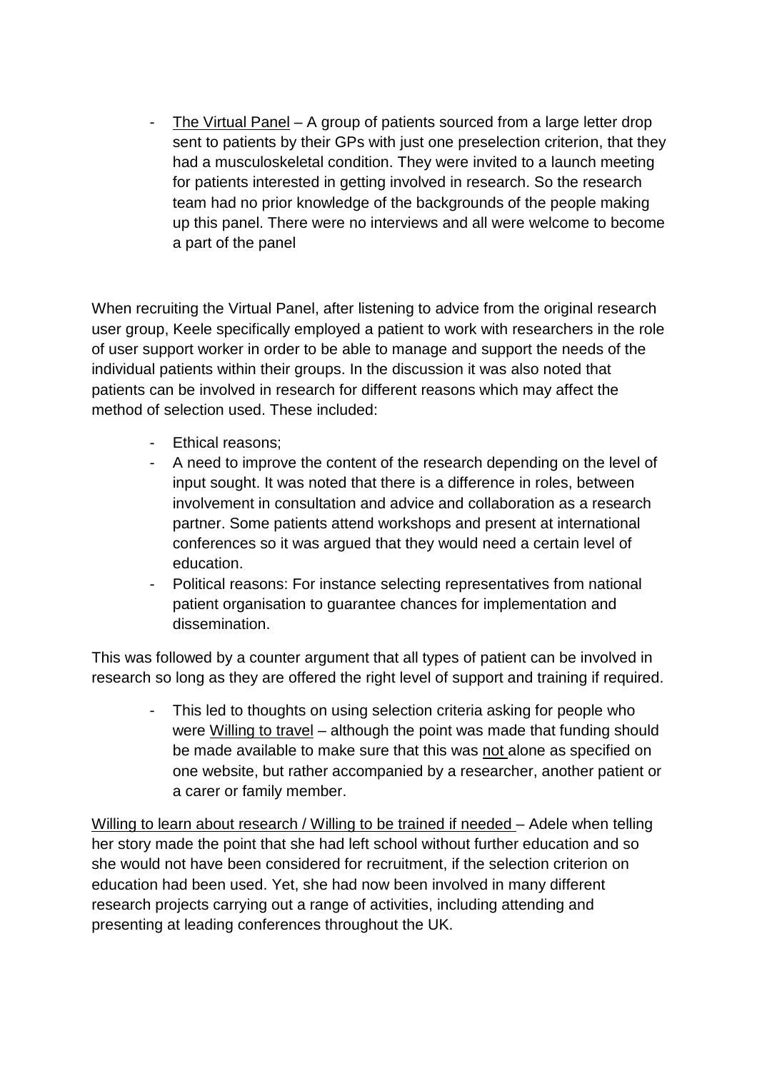- The Virtual Panel – A group of patients sourced from a large letter drop sent to patients by their GPs with just one preselection criterion, that they had a musculoskeletal condition. They were invited to a launch meeting for patients interested in getting involved in research. So the research team had no prior knowledge of the backgrounds of the people making up this panel. There were no interviews and all were welcome to become a part of the panel

When recruiting the Virtual Panel, after listening to advice from the original research user group, Keele specifically employed a patient to work with researchers in the role of user support worker in order to be able to manage and support the needs of the individual patients within their groups. In the discussion it was also noted that patients can be involved in research for different reasons which may affect the method of selection used. These included:

- Ethical reasons;
- A need to improve the content of the research depending on the level of input sought. It was noted that there is a difference in roles, between involvement in consultation and advice and collaboration as a research partner. Some patients attend workshops and present at international conferences so it was argued that they would need a certain level of education.
- Political reasons: For instance selecting representatives from national patient organisation to guarantee chances for implementation and dissemination.

This was followed by a counter argument that all types of patient can be involved in research so long as they are offered the right level of support and training if required.

- This led to thoughts on using selection criteria asking for people who were Willing to travel – although the point was made that funding should be made available to make sure that this was not alone as specified on one website, but rather accompanied by a researcher, another patient or a carer or family member.

Willing to learn about research / Willing to be trained if needed – Adele when telling her story made the point that she had left school without further education and so she would not have been considered for recruitment, if the selection criterion on education had been used. Yet, she had now been involved in many different research projects carrying out a range of activities, including attending and presenting at leading conferences throughout the UK.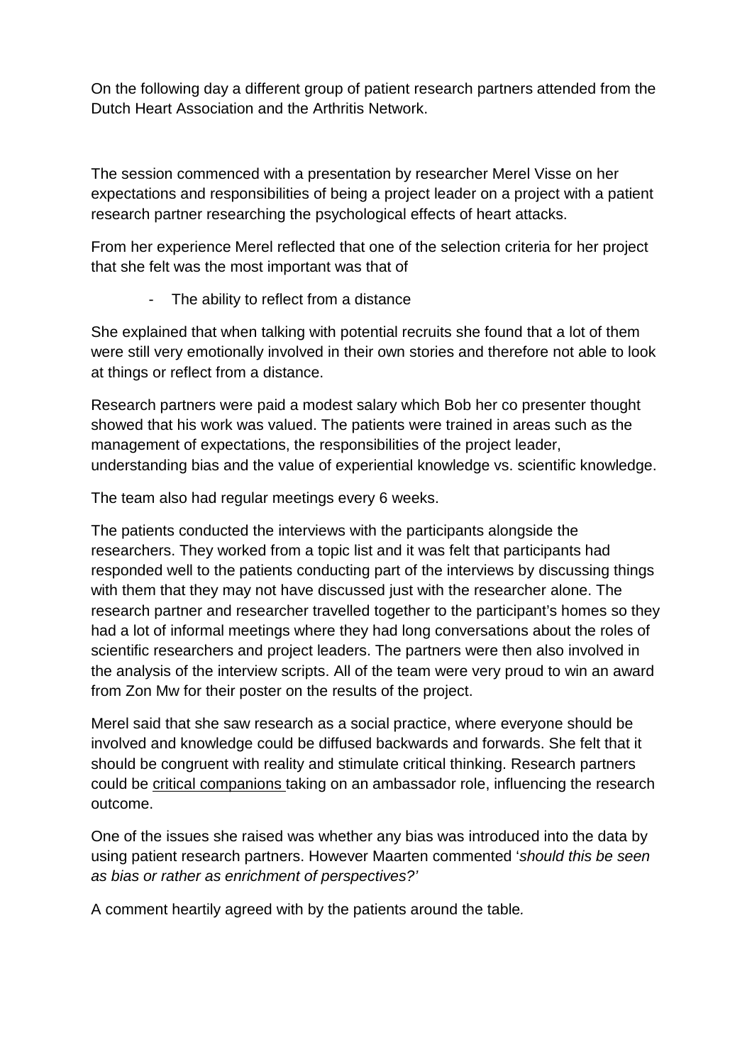On the following day a different group of patient research partners attended from the Dutch Heart Association and the Arthritis Network.

The session commenced with a presentation by researcher Merel Visse on her expectations and responsibilities of being a project leader on a project with a patient research partner researching the psychological effects of heart attacks.

From her experience Merel reflected that one of the selection criteria for her project that she felt was the most important was that of

- The ability to reflect from a distance

She explained that when talking with potential recruits she found that a lot of them were still very emotionally involved in their own stories and therefore not able to look at things or reflect from a distance.

Research partners were paid a modest salary which Bob her co presenter thought showed that his work was valued. The patients were trained in areas such as the management of expectations, the responsibilities of the project leader, understanding bias and the value of experiential knowledge vs. scientific knowledge.

The team also had regular meetings every 6 weeks.

The patients conducted the interviews with the participants alongside the researchers. They worked from a topic list and it was felt that participants had responded well to the patients conducting part of the interviews by discussing things with them that they may not have discussed just with the researcher alone. The research partner and researcher travelled together to the participant's homes so they had a lot of informal meetings where they had long conversations about the roles of scientific researchers and project leaders. The partners were then also involved in the analysis of the interview scripts. All of the team were very proud to win an award from Zon Mw for their poster on the results of the project.

Merel said that she saw research as a social practice, where everyone should be involved and knowledge could be diffused backwards and forwards. She felt that it should be congruent with reality and stimulate critical thinking. Research partners could be <u>critical companions</u> taking on an ambassador role, influencing the research outcome.

One of the issues she raised was whether any bias was introduced into the data by using patient research partners. However Maarten commented '*should this be seen as bias or rather as enrichment of perspectives?'*

A comment heartily agreed with by the patients around the table.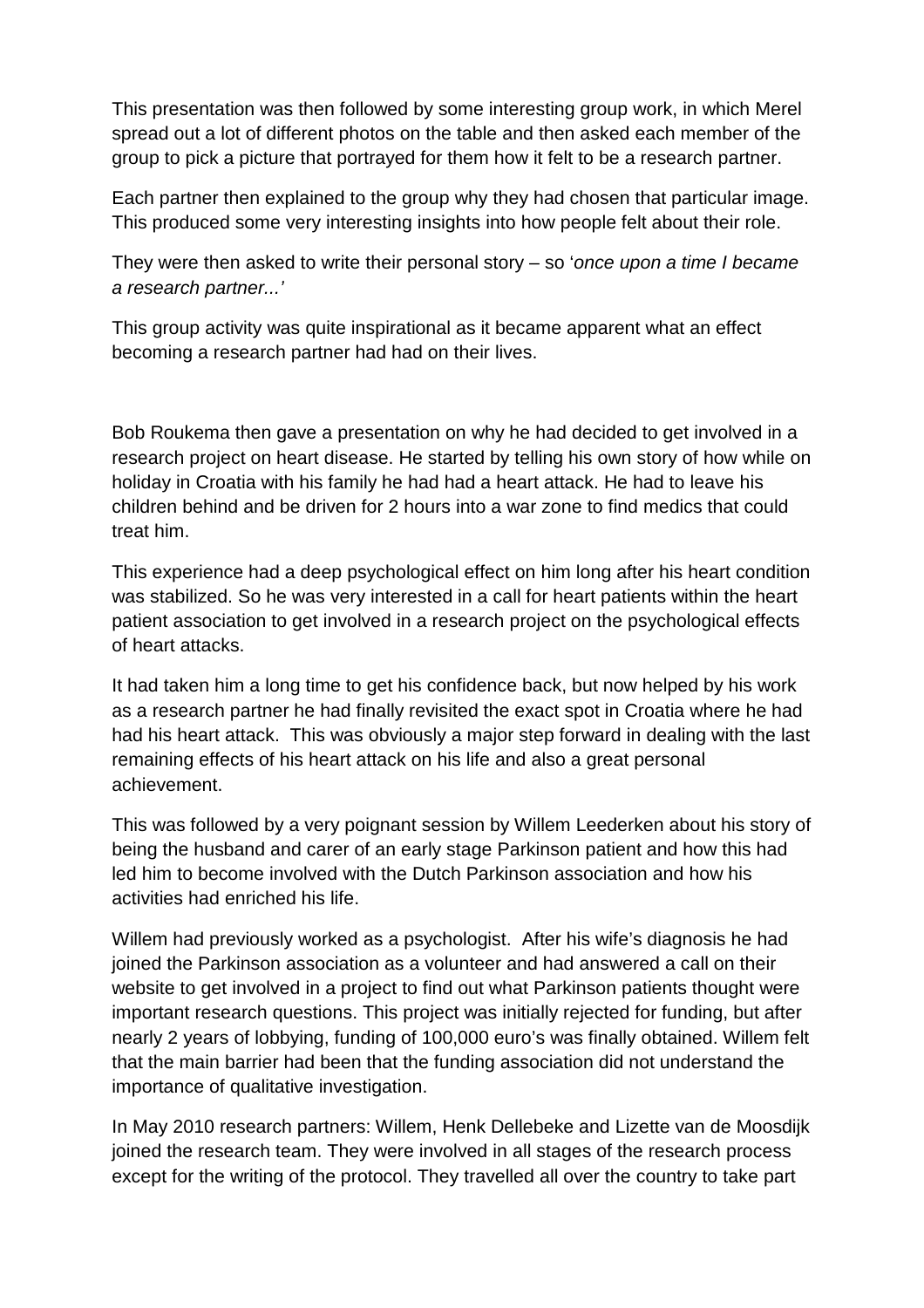This presentation was then followed by some interesting group work, in which Merel spread out a lot of different photos on the table and then asked each member of the group to pick a picture that portrayed for them how it felt to be a research partner.

Each partner then explained to the group why they had chosen that particular image. This produced some very interesting insights into how people felt about their role.

They were then asked to write their personal story – so '*once upon a time I became a research partner...*'

This group activity was quite inspirational as it became apparent what an effect becoming a research partner had had on their lives.

Bob Roukema then gave a presentation on why he had decided to get involved in a research project on heart disease. He started by telling his own story of how while on holiday in Croatia with his family he had had a heart attack. He had to leave his children behind and be driven for 2 hours into a war zone to find medics that could treat him.

This experience had a deep psychological effect on him long after his heart condition was stabilized. So he was very interested in a call for heart patients within the heart patient association to get involved in a research project on the psychological effects of heart attacks.

It had taken him a long time to get his confidence back, but now helped by his work as a research partner he had finally revisited the exact spot in Croatia where he had had his heart attack. This was obviously a major step forward in dealing with the last remaining effects of his heart attack on his life and also a great personal achievement.

This was followed by a very poignant session by Willem Leederken about his story of being the husband and carer of an early stage Parkinson patient and how this had led him to become involved with the Dutch Parkinson association and how his activities had enriched his life.

Willem had previously worked as a psychologist. After his wife's diagnosis he had joined the Parkinson association as a volunteer and had answered a call on their website to get involved in a project to find out what Parkinson patients thought were important research questions. This project was initially rejected for funding, but after nearly 2 years of lobbying, funding of 100,000 euro's was finally obtained. Willem felt that the main barrier had been that the funding association did not understand the importance of qualitative investigation.

In May 2010 research partners: Willem, Henk Dellebeke and Lizette van de Moosdijk joined the research team. They were involved in all stages of the research process except for the writing of the protocol. They travelled all over the country to take part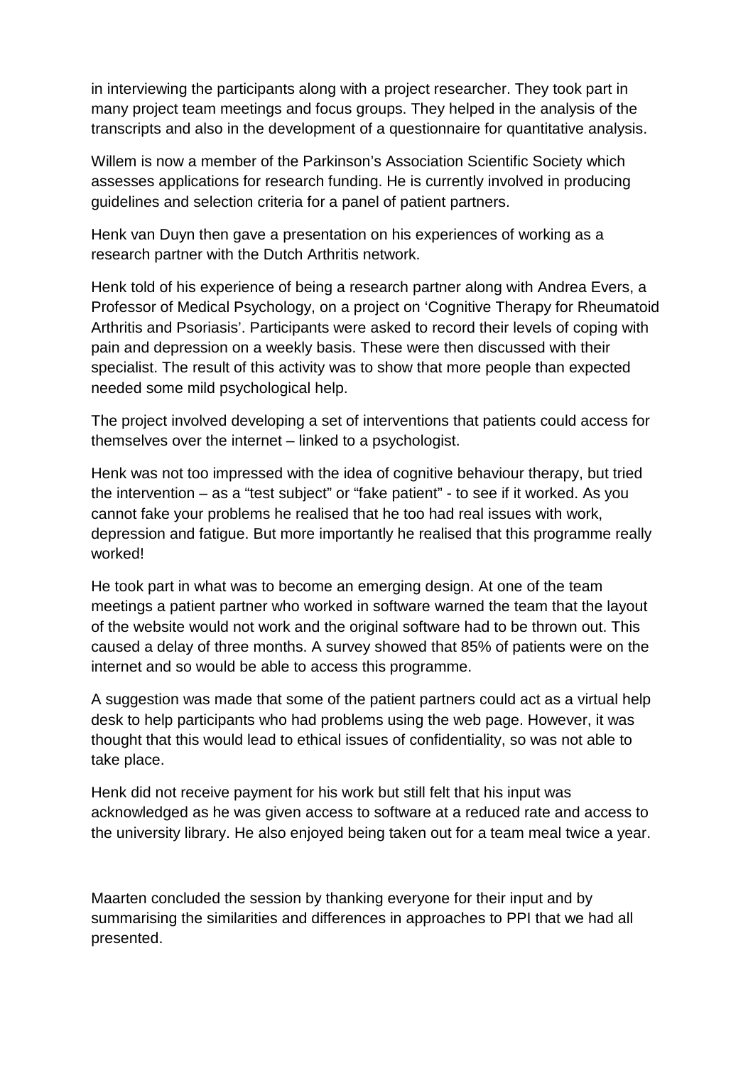in interviewing the participants along with a project researcher. They took part in many project team meetings and focus groups. They helped in the analysis of the transcripts and also in the development of a questionnaire for quantitative analysis.

Willem is now a member of the Parkinson's Association Scientific Society which assesses applications for research funding. He is currently involved in producing guidelines and selection criteria for a panel of patient partners.

Henk van Duyn then gave a presentation on his experiences of working as a research partner with the Dutch Arthritis network.

Henk told of his experience of being a research partner along with Andrea Evers, a Professor of Medical Psychology, on a project on 'Cognitive Therapy for Rheumatoid Arthritis and Psoriasis'. Participants were asked to record their levels of coping with pain and depression on a weekly basis. These were then discussed with their specialist. The result of this activity was to show that more people than expected needed some mild psychological help.

The project involved developing a set of interventions that patients could access for themselves over the internet – linked to a psychologist.

Henk was not too impressed with the idea of cognitive behaviour therapy, but tried the intervention – as a "test subject" or "fake patient" - to see if it worked. As you cannot fake your problems he realised that he too had real issues with work, depression and fatigue. But more importantly he realised that this programme really worked!

He took part in what was to become an emerging design. At one of the team meetings a patient partner who worked in software warned the team that the layout of the website would not work and the original software had to be thrown out. This caused a delay of three months. A survey showed that 85% of patients were on the internet and so would be able to access this programme.

A suggestion was made that some of the patient partners could act as a virtual help desk to help participants who had problems using the web page. However, it was thought that this would lead to ethical issues of confidentiality, so was not able to take place.

Henk did not receive payment for his work but still felt that his input was acknowledged as he was given access to software at a reduced rate and access to the university library. He also enjoyed being taken out for a team meal twice a year.

Maarten concluded the session by thanking everyone for their input and by summarising the similarities and differences in approaches to PPI that we had all presented.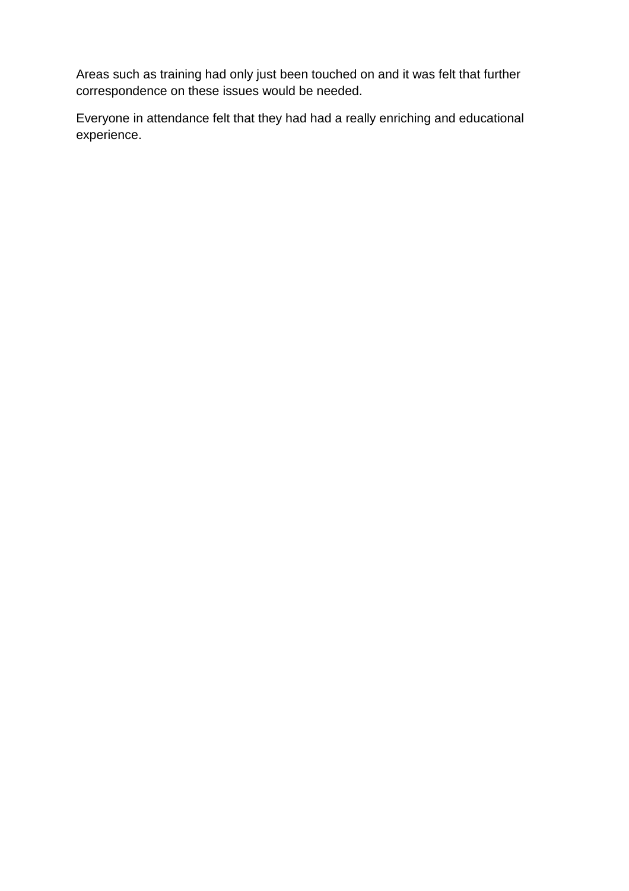Areas such as training had only just been touched on and it was felt that further correspondence on these issues would be needed.

Everyone in attendance felt that they had had a really enriching and educational experience.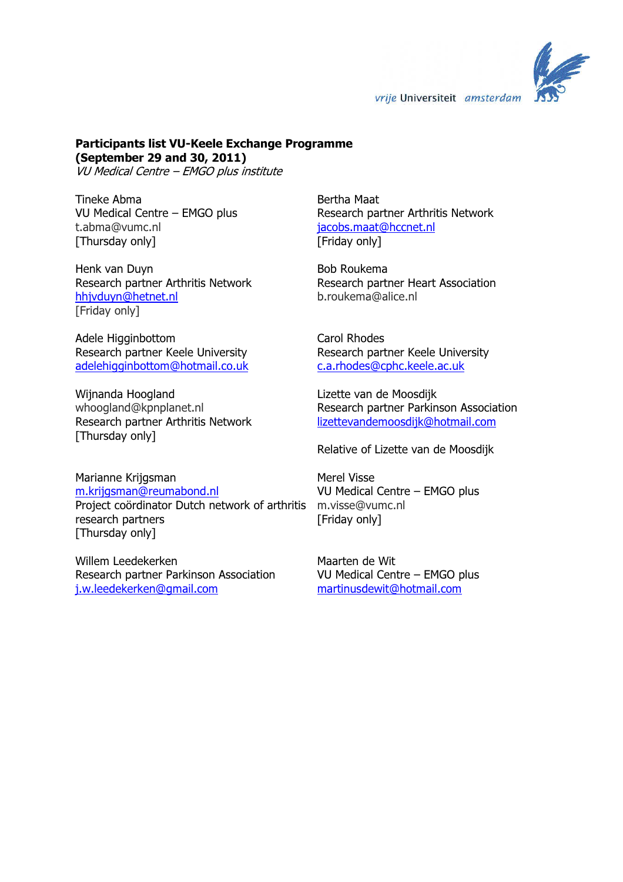**Participants list VU-Keele Exchange Programme**
**(September 29 and 30, 2011)**
*VU Medical Centre – EMGO plus institute*

Tineke Abma
VU Medical Centre – EMGO plus
t.abma@vumc.nl
[Thursday only]

Henk van Duyn
Research partner Arthritis Network
hhjvduyn@hetnet.nl
[Friday only]

Adele Higginbottom
Research partner Keele University
adelehigginbottom@hotmail.co.uk

Wijnanda Hoogland
whoogland@kpnplanet.nl
Research partner Arthritis Network
[Thursday only]

Marianne Krijgsman
m.krijgsman@reumabond.nl
Project coördinator Dutch network of arthritis research partners
[Thursday only]

Willem Leedekerken
Research partner Parkinson Association
j.w.leedekerken@gmail.com

Bertha Maat
Research partner Arthritis Network
jacobs.maat@hccnet.nl
[Friday only]

Bob Roukema
Research partner Heart Association
b.roukema@alice.nl

Carol Rhodes
Research partner Keele University
c.a.rhodes@cphc.keele.ac.uk

Lizette van de Moosdijk
Research partner Parkinson Association
lizettevandemoosdijk@hotmail.com

Relative of Lizette van de Moosdijk

Merel Visse
VU Medical Centre – EMGO plus
m.visse@vumc.nl
[Friday only]

Maarten de Wit
VU Medical Centre – EMGO plus
martinusdewit@hotmail.com